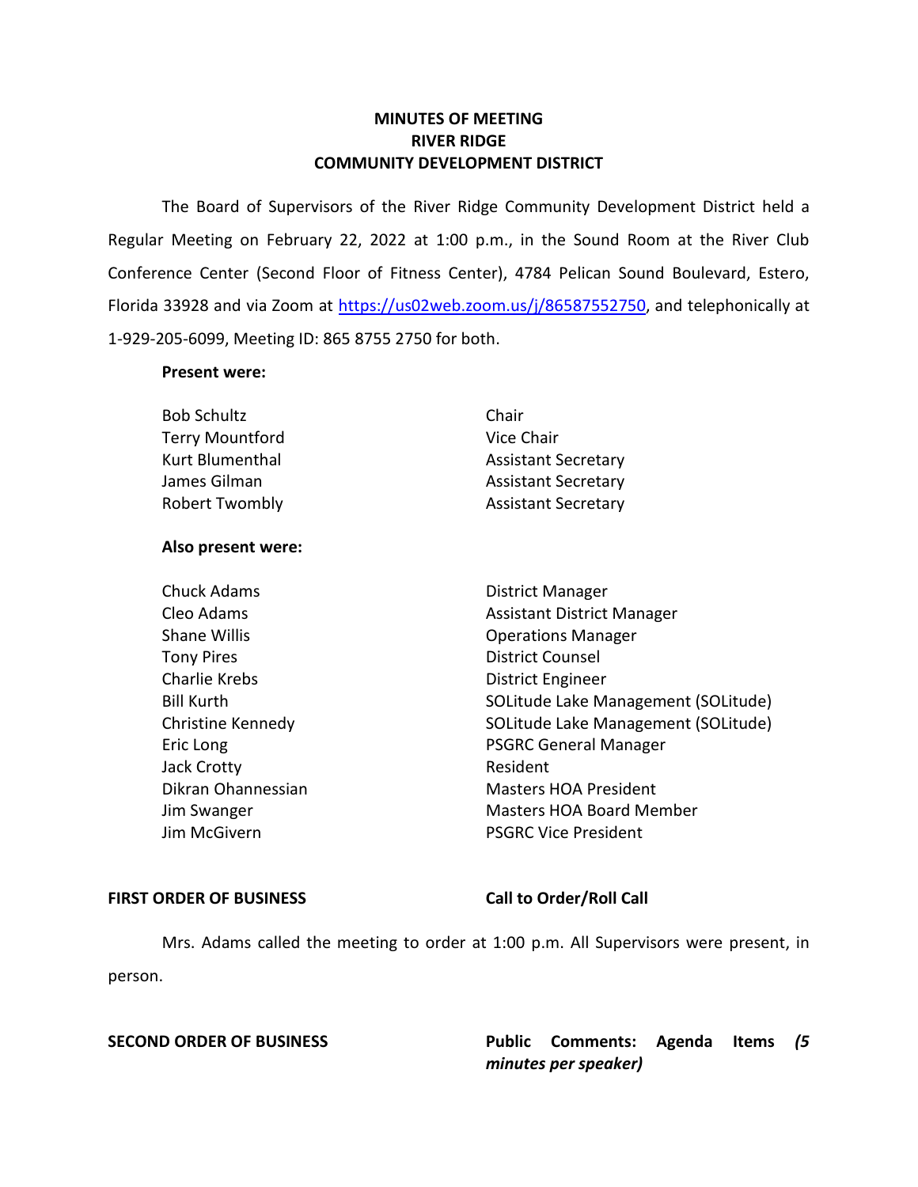# MINUTES OF MEETING
# RIVER RIDGE
# COMMUNITY DEVELOPMENT DISTRICT

The Board of Supervisors of the River Ridge Community Development District held a Regular Meeting on February 22, 2022 at 1:00 p.m., in the Sound Room at the River Club Conference Center (Second Floor of Fitness Center), 4784 Pelican Sound Boulevard, Estero, Florida 33928 and via Zoom at https://us02web.zoom.us/j/86587552750, and telephonically at 1-929-205-6099, Meeting ID: 865 8755 2750 for both.

**Present were:**

| | |
|---|---|
| Bob Schultz | Chair |
| Terry Mountford | Vice Chair |
| Kurt Blumenthal | Assistant Secretary |
| James Gilman | Assistant Secretary |
| Robert Twombly | Assistant Secretary |

**Also present were:**

| | |
|---|---|
| Chuck Adams | District Manager |
| Cleo Adams | Assistant District Manager |
| Shane Willis | Operations Manager |
| Tony Pires | District Counsel |
| Charlie Krebs | District Engineer |
| Bill Kurth | SOLitude Lake Management (SOLitude) |
| Christine Kennedy | SOLitude Lake Management (SOLitude) |
| Eric Long | PSGRC General Manager |
| Jack Crotty | Resident |
| Dikran Ohannessian | Masters HOA President |
| Jim Swanger | Masters HOA Board Member |
| Jim McGivern | PSGRC Vice President |

**FIRST ORDER OF BUSINESS** **Call to Order/Roll Call**

Mrs. Adams called the meeting to order at 1:00 p.m. All Supervisors were present, in person.

**SECOND ORDER OF BUSINESS** **Public Comments: Agenda Items *(5 minutes per speaker)***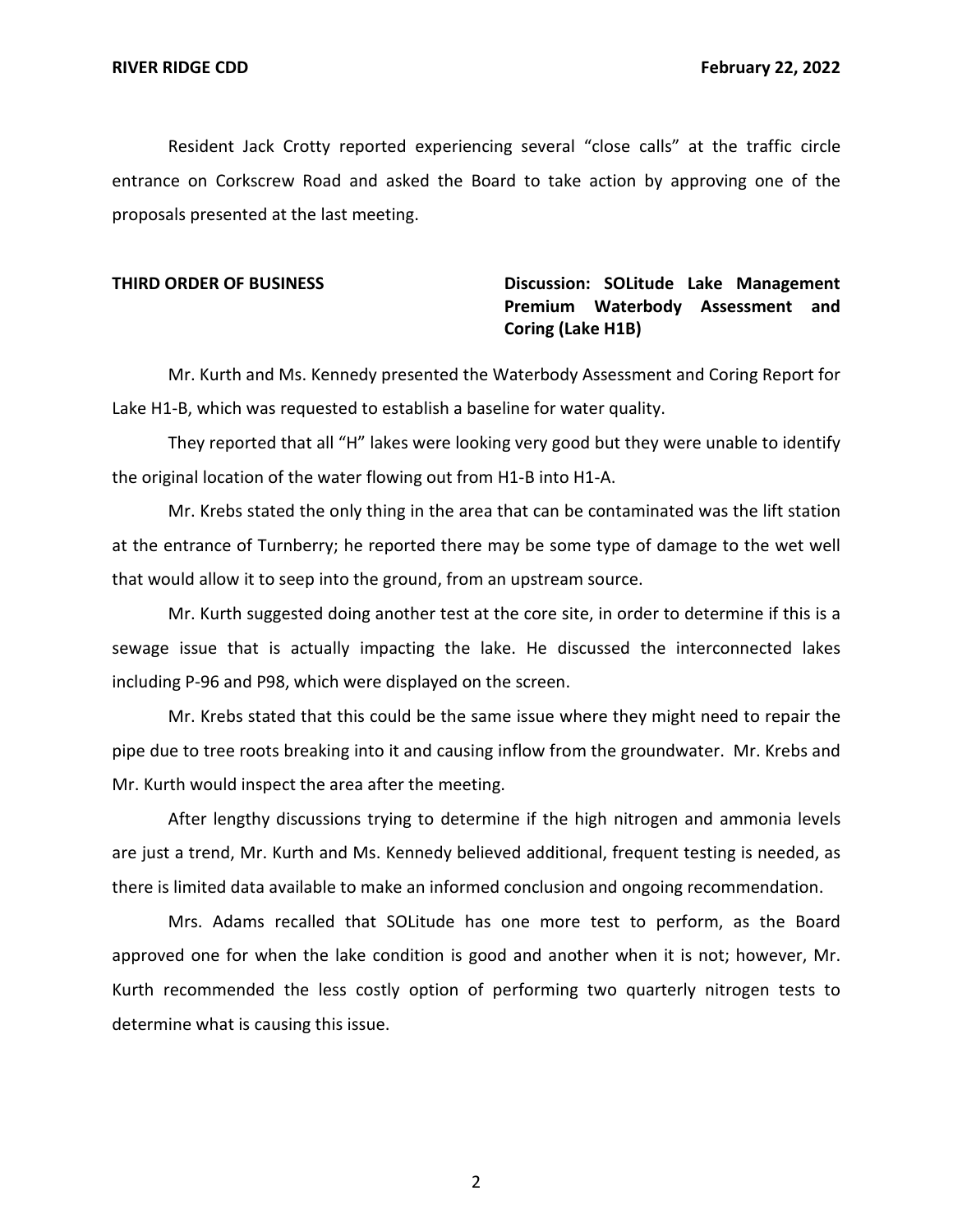Resident Jack Crotty reported experiencing several "close calls" at the traffic circle entrance on Corkscrew Road and asked the Board to take action by approving one of the proposals presented at the last meeting.

**THIRD ORDER OF BUSINESS** **Discussion: SOLitude Lake Management Premium Waterbody Assessment and Coring (Lake H1B)**

Mr. Kurth and Ms. Kennedy presented the Waterbody Assessment and Coring Report for Lake H1-B, which was requested to establish a baseline for water quality.

They reported that all "H" lakes were looking very good but they were unable to identify the original location of the water flowing out from H1-B into H1-A.

Mr. Krebs stated the only thing in the area that can be contaminated was the lift station at the entrance of Turnberry; he reported there may be some type of damage to the wet well that would allow it to seep into the ground, from an upstream source.

Mr. Kurth suggested doing another test at the core site, in order to determine if this is a sewage issue that is actually impacting the lake. He discussed the interconnected lakes including P-96 and P98, which were displayed on the screen.

Mr. Krebs stated that this could be the same issue where they might need to repair the pipe due to tree roots breaking into it and causing inflow from the groundwater. Mr. Krebs and Mr. Kurth would inspect the area after the meeting.

After lengthy discussions trying to determine if the high nitrogen and ammonia levels are just a trend, Mr. Kurth and Ms. Kennedy believed additional, frequent testing is needed, as there is limited data available to make an informed conclusion and ongoing recommendation.

Mrs. Adams recalled that SOLitude has one more test to perform, as the Board approved one for when the lake condition is good and another when it is not; however, Mr. Kurth recommended the less costly option of performing two quarterly nitrogen tests to determine what is causing this issue.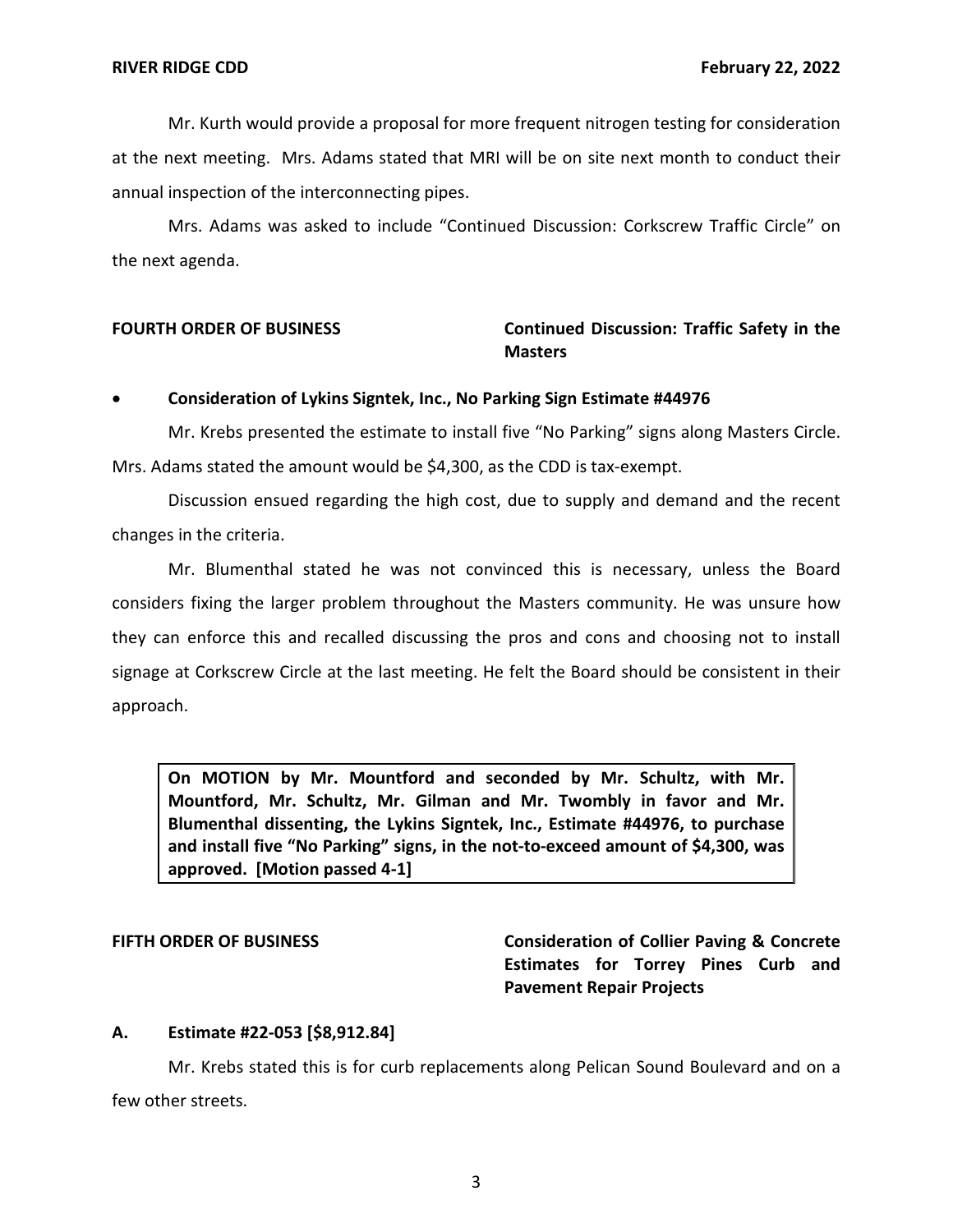Mr. Kurth would provide a proposal for more frequent nitrogen testing for consideration at the next meeting. Mrs. Adams stated that MRI will be on site next month to conduct their annual inspection of the interconnecting pipes.

Mrs. Adams was asked to include "Continued Discussion: Corkscrew Traffic Circle" on the next agenda.

**FOURTH ORDER OF BUSINESS** **Continued Discussion: Traffic Safety in the Masters**

- **Consideration of Lykins Signtek, Inc., No Parking Sign Estimate #44976**

Mr. Krebs presented the estimate to install five "No Parking" signs along Masters Circle. Mrs. Adams stated the amount would be $4,300, as the CDD is tax-exempt.

Discussion ensued regarding the high cost, due to supply and demand and the recent changes in the criteria.

Mr. Blumenthal stated he was not convinced this is necessary, unless the Board considers fixing the larger problem throughout the Masters community. He was unsure how they can enforce this and recalled discussing the pros and cons and choosing not to install signage at Corkscrew Circle at the last meeting. He felt the Board should be consistent in their approach.

> **On MOTION by Mr. Mountford and seconded by Mr. Schultz, with Mr. Mountford, Mr. Schultz, Mr. Gilman and Mr. Twombly in favor and Mr. Blumenthal dissenting, the Lykins Signtek, Inc., Estimate #44976, to purchase and install five "No Parking" signs, in the not-to-exceed amount of $4,300, was approved. [Motion passed 4-1]**

**FIFTH ORDER OF BUSINESS** **Consideration of Collier Paving & Concrete Estimates for Torrey Pines Curb and Pavement Repair Projects**

**A. Estimate #22-053 [$8,912.84]**

Mr. Krebs stated this is for curb replacements along Pelican Sound Boulevard and on a few other streets.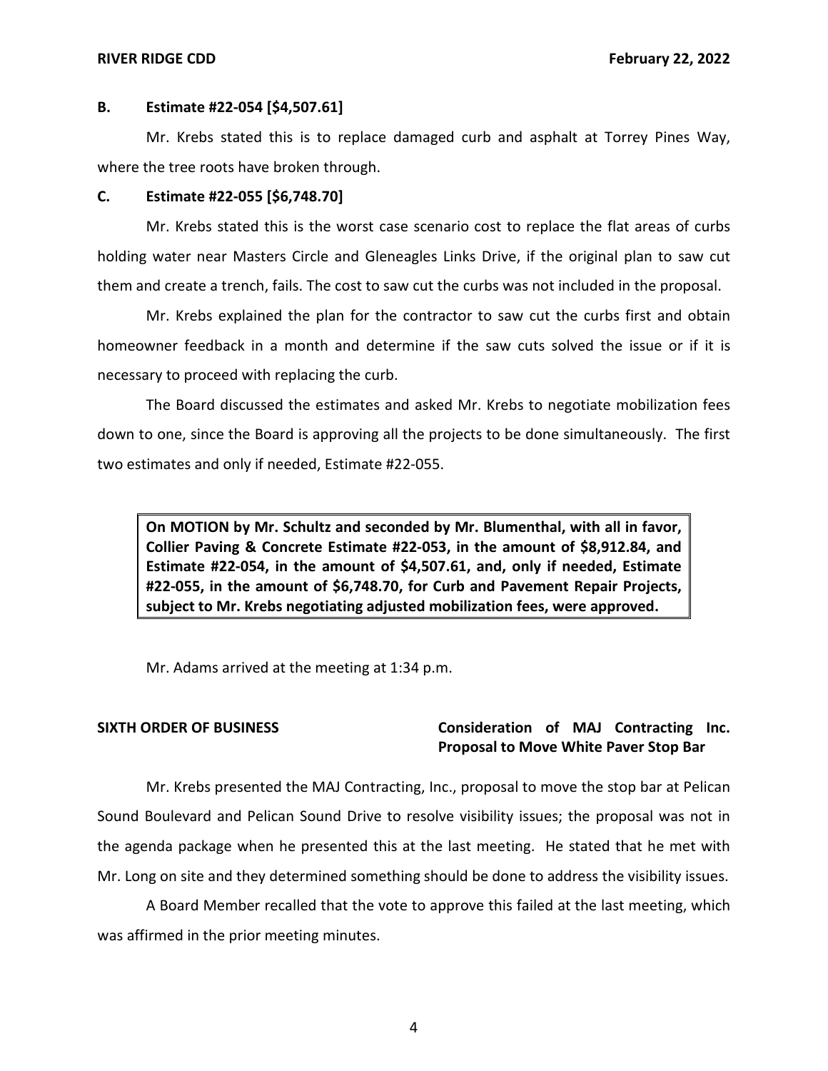**B. Estimate #22-054 [$4,507.61]**

Mr. Krebs stated this is to replace damaged curb and asphalt at Torrey Pines Way, where the tree roots have broken through.

**C. Estimate #22-055 [$6,748.70]**

Mr. Krebs stated this is the worst case scenario cost to replace the flat areas of curbs holding water near Masters Circle and Gleneagles Links Drive, if the original plan to saw cut them and create a trench, fails. The cost to saw cut the curbs was not included in the proposal.

Mr. Krebs explained the plan for the contractor to saw cut the curbs first and obtain homeowner feedback in a month and determine if the saw cuts solved the issue or if it is necessary to proceed with replacing the curb.

The Board discussed the estimates and asked Mr. Krebs to negotiate mobilization fees down to one, since the Board is approving all the projects to be done simultaneously. The first two estimates and only if needed, Estimate #22-055.

> **On MOTION by Mr. Schultz and seconded by Mr. Blumenthal, with all in favor, Collier Paving & Concrete Estimate #22-053, in the amount of $8,912.84, and Estimate #22-054, in the amount of $4,507.61, and, only if needed, Estimate #22-055, in the amount of $6,748.70, for Curb and Pavement Repair Projects, subject to Mr. Krebs negotiating adjusted mobilization fees, were approved.**

Mr. Adams arrived at the meeting at 1:34 p.m.

**SIXTH ORDER OF BUSINESS** **Consideration of MAJ Contracting Inc. Proposal to Move White Paver Stop Bar**

Mr. Krebs presented the MAJ Contracting, Inc., proposal to move the stop bar at Pelican Sound Boulevard and Pelican Sound Drive to resolve visibility issues; the proposal was not in the agenda package when he presented this at the last meeting. He stated that he met with Mr. Long on site and they determined something should be done to address the visibility issues.

A Board Member recalled that the vote to approve this failed at the last meeting, which was affirmed in the prior meeting minutes.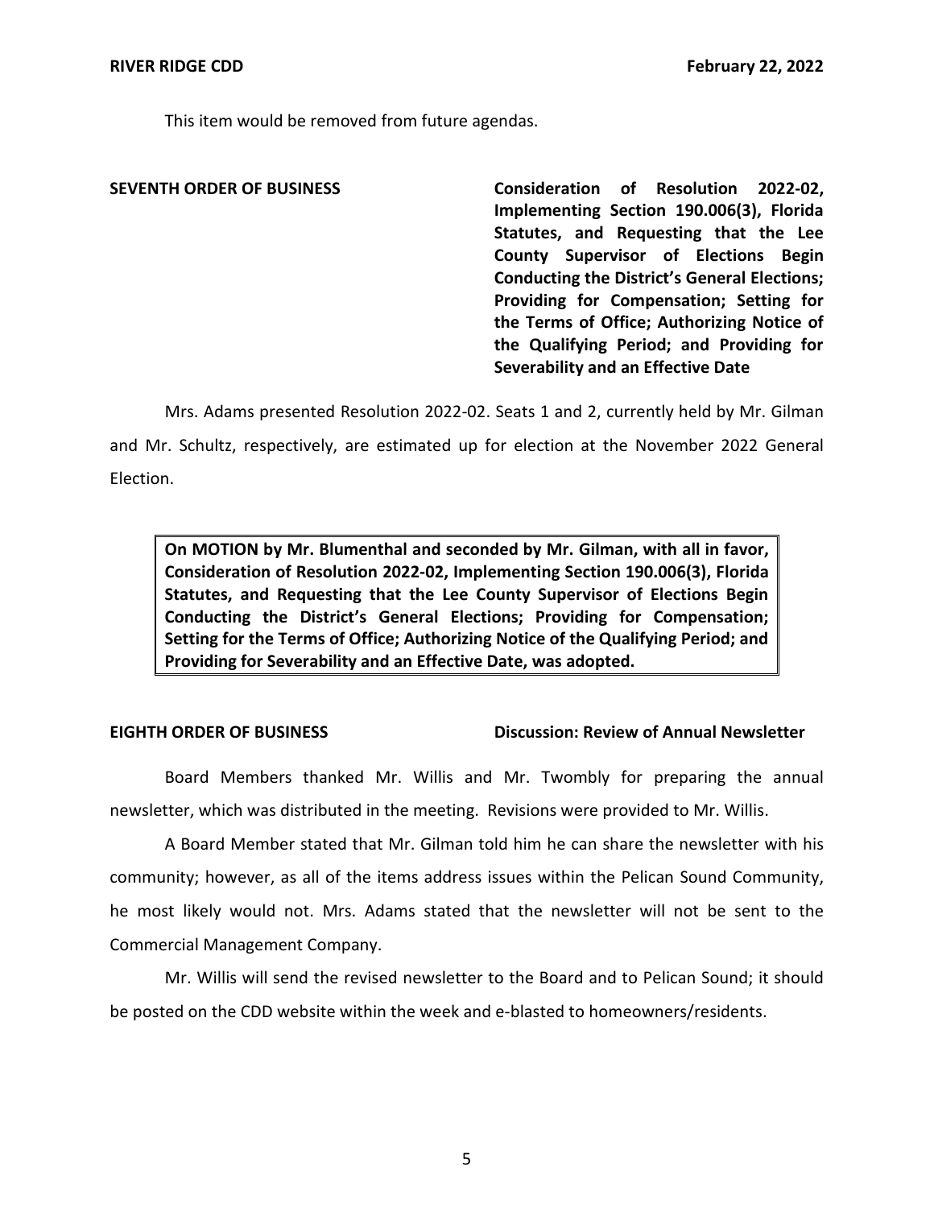This item would be removed from future agendas.

**SEVENTH ORDER OF BUSINESS** **Consideration of Resolution 2022-02, Implementing Section 190.006(3), Florida Statutes, and Requesting that the Lee County Supervisor of Elections Begin Conducting the District's General Elections; Providing for Compensation; Setting for the Terms of Office; Authorizing Notice of the Qualifying Period; and Providing for Severability and an Effective Date**

Mrs. Adams presented Resolution 2022-02. Seats 1 and 2, currently held by Mr. Gilman and Mr. Schultz, respectively, are estimated up for election at the November 2022 General Election.

> **On MOTION by Mr. Blumenthal and seconded by Mr. Gilman, with all in favor, Consideration of Resolution 2022-02, Implementing Section 190.006(3), Florida Statutes, and Requesting that the Lee County Supervisor of Elections Begin Conducting the District's General Elections; Providing for Compensation; Setting for the Terms of Office; Authorizing Notice of the Qualifying Period; and Providing for Severability and an Effective Date, was adopted.**

**EIGHTH ORDER OF BUSINESS** **Discussion: Review of Annual Newsletter**

Board Members thanked Mr. Willis and Mr. Twombly for preparing the annual newsletter, which was distributed in the meeting. Revisions were provided to Mr. Willis.

A Board Member stated that Mr. Gilman told him he can share the newsletter with his community; however, as all of the items address issues within the Pelican Sound Community, he most likely would not. Mrs. Adams stated that the newsletter will not be sent to the Commercial Management Company.

Mr. Willis will send the revised newsletter to the Board and to Pelican Sound; it should be posted on the CDD website within the week and e-blasted to homeowners/residents.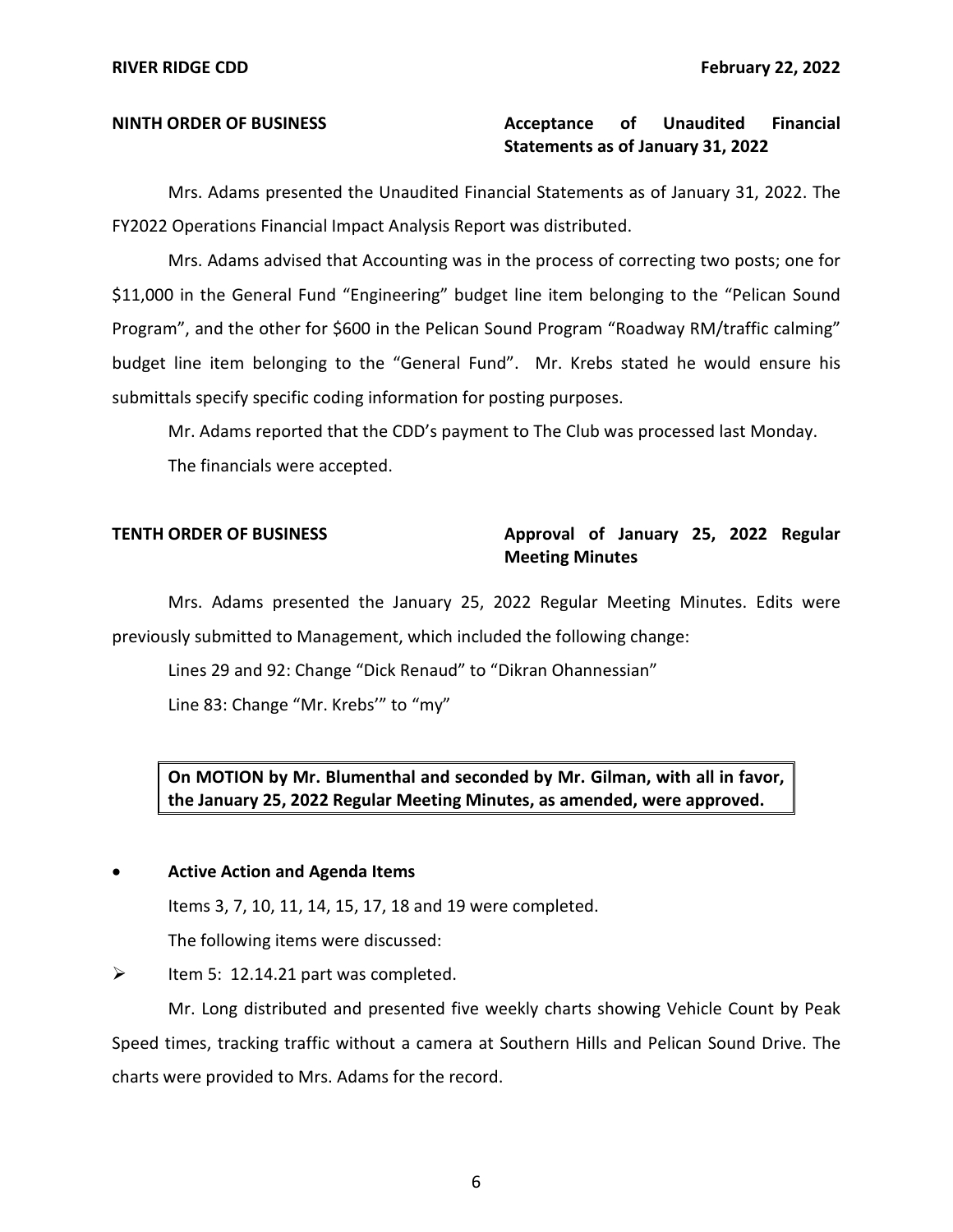**NINTH ORDER OF BUSINESS** **Acceptance of Unaudited Financial Statements as of January 31, 2022**

Mrs. Adams presented the Unaudited Financial Statements as of January 31, 2022. The FY2022 Operations Financial Impact Analysis Report was distributed.

Mrs. Adams advised that Accounting was in the process of correcting two posts; one for $11,000 in the General Fund "Engineering" budget line item belonging to the "Pelican Sound Program", and the other for $600 in the Pelican Sound Program "Roadway RM/traffic calming" budget line item belonging to the "General Fund". Mr. Krebs stated he would ensure his submittals specify specific coding information for posting purposes.

Mr. Adams reported that the CDD's payment to The Club was processed last Monday.

The financials were accepted.

**TENTH ORDER OF BUSINESS** **Approval of January 25, 2022 Regular Meeting Minutes**

Mrs. Adams presented the January 25, 2022 Regular Meeting Minutes. Edits were previously submitted to Management, which included the following change:

Lines 29 and 92: Change "Dick Renaud" to "Dikran Ohannessian"

Line 83: Change "Mr. Krebs'" to "my"

**On MOTION by Mr. Blumenthal and seconded by Mr. Gilman, with all in favor, the January 25, 2022 Regular Meeting Minutes, as amended, were approved.**

- **Active Action and Agenda Items**

Items 3, 7, 10, 11, 14, 15, 17, 18 and 19 were completed.

The following items were discussed:

- Item 5: 12.14.21 part was completed.

Mr. Long distributed and presented five weekly charts showing Vehicle Count by Peak Speed times, tracking traffic without a camera at Southern Hills and Pelican Sound Drive. The charts were provided to Mrs. Adams for the record.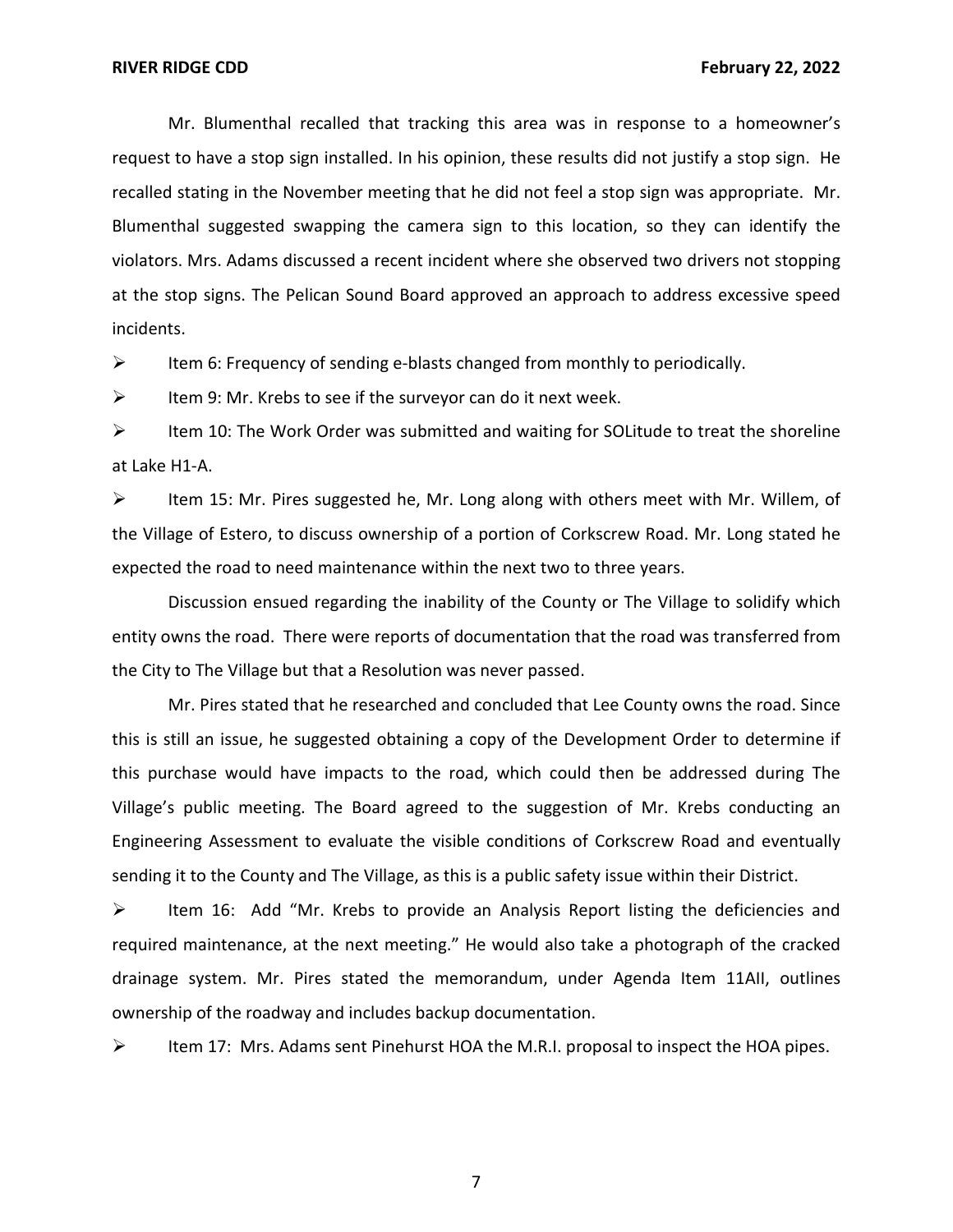Mr. Blumenthal recalled that tracking this area was in response to a homeowner's request to have a stop sign installed. In his opinion, these results did not justify a stop sign. He recalled stating in the November meeting that he did not feel a stop sign was appropriate. Mr. Blumenthal suggested swapping the camera sign to this location, so they can identify the violators. Mrs. Adams discussed a recent incident where she observed two drivers not stopping at the stop signs. The Pelican Sound Board approved an approach to address excessive speed incidents.

- Item 6: Frequency of sending e-blasts changed from monthly to periodically.
- Item 9: Mr. Krebs to see if the surveyor can do it next week.
- Item 10: The Work Order was submitted and waiting for SOLitude to treat the shoreline at Lake H1-A.
- Item 15: Mr. Pires suggested he, Mr. Long along with others meet with Mr. Willem, of the Village of Estero, to discuss ownership of a portion of Corkscrew Road. Mr. Long stated he expected the road to need maintenance within the next two to three years.

Discussion ensued regarding the inability of the County or The Village to solidify which entity owns the road. There were reports of documentation that the road was transferred from the City to The Village but that a Resolution was never passed.

Mr. Pires stated that he researched and concluded that Lee County owns the road. Since this is still an issue, he suggested obtaining a copy of the Development Order to determine if this purchase would have impacts to the road, which could then be addressed during The Village's public meeting. The Board agreed to the suggestion of Mr. Krebs conducting an Engineering Assessment to evaluate the visible conditions of Corkscrew Road and eventually sending it to the County and The Village, as this is a public safety issue within their District.

- Item 16: Add "Mr. Krebs to provide an Analysis Report listing the deficiencies and required maintenance, at the next meeting." He would also take a photograph of the cracked drainage system. Mr. Pires stated the memorandum, under Agenda Item 11AII, outlines ownership of the roadway and includes backup documentation.
- Item 17: Mrs. Adams sent Pinehurst HOA the M.R.I. proposal to inspect the HOA pipes.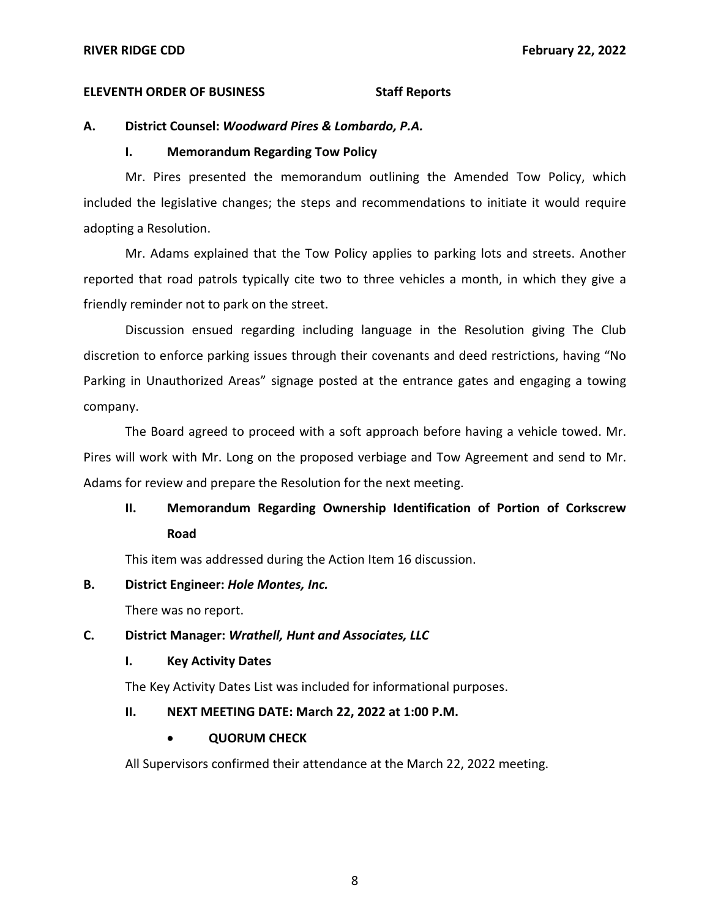**ELEVENTH ORDER OF BUSINESS** **Staff Reports**

**A. District Counsel: *Woodward Pires & Lombardo, P.A.***

**I. Memorandum Regarding Tow Policy**

Mr. Pires presented the memorandum outlining the Amended Tow Policy, which included the legislative changes; the steps and recommendations to initiate it would require adopting a Resolution.

Mr. Adams explained that the Tow Policy applies to parking lots and streets. Another reported that road patrols typically cite two to three vehicles a month, in which they give a friendly reminder not to park on the street.

Discussion ensued regarding including language in the Resolution giving The Club discretion to enforce parking issues through their covenants and deed restrictions, having "No Parking in Unauthorized Areas" signage posted at the entrance gates and engaging a towing company.

The Board agreed to proceed with a soft approach before having a vehicle towed. Mr. Pires will work with Mr. Long on the proposed verbiage and Tow Agreement and send to Mr. Adams for review and prepare the Resolution for the next meeting.

**II. Memorandum Regarding Ownership Identification of Portion of Corkscrew Road**

This item was addressed during the Action Item 16 discussion.

**B. District Engineer: *Hole Montes, Inc.***

There was no report.

**C. District Manager: *Wrathell, Hunt and Associates, LLC***

**I. Key Activity Dates**

The Key Activity Dates List was included for informational purposes.

**II. NEXT MEETING DATE: March 22, 2022 at 1:00 P.M.**

- **QUORUM CHECK**

All Supervisors confirmed their attendance at the March 22, 2022 meeting.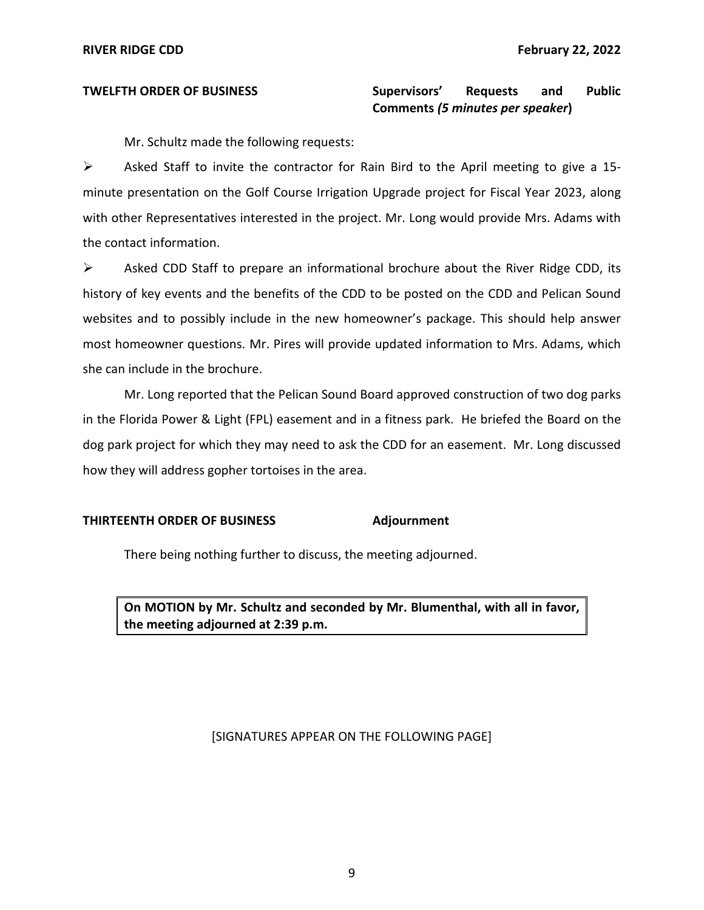**TWELFTH ORDER OF BUSINESS** **Supervisors' Requests and Public Comments *(5 minutes per speaker*)**

Mr. Schultz made the following requests:

- Asked Staff to invite the contractor for Rain Bird to the April meeting to give a 15-minute presentation on the Golf Course Irrigation Upgrade project for Fiscal Year 2023, along with other Representatives interested in the project. Mr. Long would provide Mrs. Adams with the contact information.
- Asked CDD Staff to prepare an informational brochure about the River Ridge CDD, its history of key events and the benefits of the CDD to be posted on the CDD and Pelican Sound websites and to possibly include in the new homeowner's package. This should help answer most homeowner questions. Mr. Pires will provide updated information to Mrs. Adams, which she can include in the brochure.

Mr. Long reported that the Pelican Sound Board approved construction of two dog parks in the Florida Power & Light (FPL) easement and in a fitness park. He briefed the Board on the dog park project for which they may need to ask the CDD for an easement. Mr. Long discussed how they will address gopher tortoises in the area.

**THIRTEENTH ORDER OF BUSINESS** **Adjournment**

There being nothing further to discuss, the meeting adjourned.

**On MOTION by Mr. Schultz and seconded by Mr. Blumenthal, with all in favor, the meeting adjourned at 2:39 p.m.**

[SIGNATURES APPEAR ON THE FOLLOWING PAGE]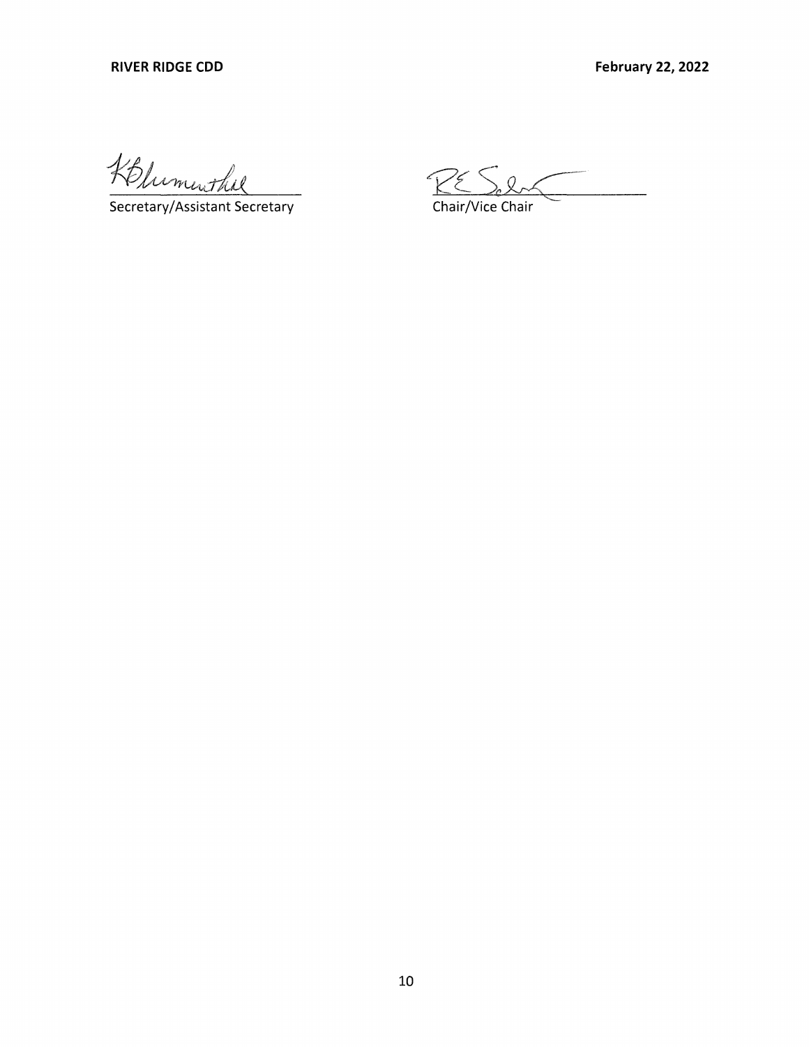Secretary/Assistant Secretary

Chair/Vice Chair